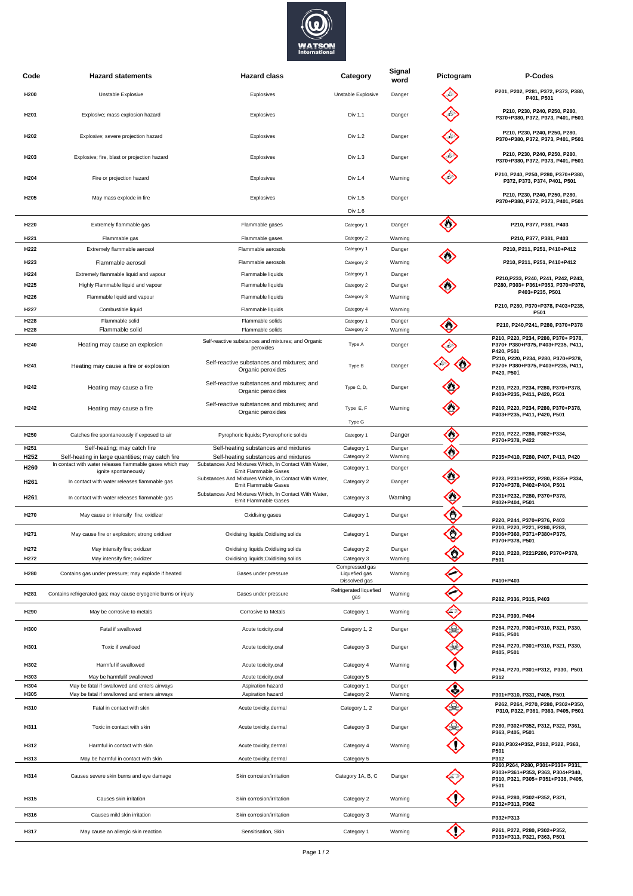| Code | Hazard statements | Hazard class | Category | Signal word | Pictogram | P-Codes |
|---|---|---|---|---|---|---|
| H200 | Unstable Explosive | Explosives | Unstable Explosive | Danger | | P201, P202, P281, P372, P373, P380, P401, P501 |
| H201 | Explosive; mass explosion hazard | Explosives | Div 1.1 | Danger | | P210, P230, P240, P250, P280, P370+P380, P372, P373, P401, P501 |
| H202 | Explosive; severe projection hazard | Explosives | Div 1.2 | Danger | | P210, P230, P240, P250, P280, P370+P380, P372, P373, P401, P501 |
| H203 | Explosive; fire, blast or projection hazard | Explosives | Div 1.3 | Danger | | P210, P230, P240, P250, P280, P370+P380, P372, P373, P401, P501 |
| H204 | Fire or projection hazard | Explosives | Div 1.4 | Warning | | P210, P240, P250, P280, P370+P380, P372, P373, P374, P401, P501 |
| H205 | May mass explode in fire | Explosives | Div 1.5 | Danger | | P210, P230, P240, P250, P280, P370+P380, P372, P373, P401, P501 |
| | | | Div 1.6 | | | |
| H220 | Extremely flammable gas | Flammable gases | Category 1 | Danger | | P210, P377, P381, P403 |
| H221 | Flammable gas | Flammable gases | Category 2 | Warning | | P210, P377, P381, P403 |
| H222 | Extremely flammable aerosol | Flammable aerosols | Category 1 | Danger | | P210, P211, P251, P410+P412 |
| H223 | Flammable aerosol | Flammable aerosols | Category 2 | Warning | | P210, P211, P251, P410+P412 |
| H224 | Extremely flammable liquid and vapour | Flammable liquids | Category 1 | Danger | | P210,P233, P240, P241, P242, P243, P280, P303+ P361+P353, P370+P378, P403+P235, P501 |
| H225 | Highly Flammable liquid and vapour | Flammable liquids | Category 2 | Danger | | |
| H226 | Flammable liquid and vapour | Flammable liquids | Category 3 | Warning | | |
| H227 | Combustible liquid | Flammable liquids | Category 4 | Warning | | P210, P280, P370+P378, P403+P235, P501 |
| H228 | Flammable solid | Flammable solids | Category 1 | Danger | | P210, P240,P241, P280, P370+P378 |
| H228 | Flammable solid | Flammable solids | Category 2 | Warning | | |
| H240 | Heating may cause an explosion | Self-reactive substances and mixtures; and Organic peroxides | Type A | Danger | | P210, P220, P234, P280, P370+ P378, P370+ P380+P375, P403+P235, P411, P420, P501 |
| H241 | Heating may cause a fire or explosion | Self-reactive substances and mixtures; and Organic peroxides | Type B | Danger | | P210, P220, P234, P280, P370+P378, P370+ P380+P375, P403+P235, P411, P420, P501 |
| H242 | Heating may cause a fire | Self-reactive substances and mixtures; and Organic peroxides | Type C, D, | Danger | | P210, P220, P234, P280, P370+P378, P403+P235, P411, P420, P501 |
| H242 | Heating may cause a fire | Self-reactive substances and mixtures; and Organic peroxides | Type E, F | Warning | | P210, P220, P234, P280, P370+P378, P403+P235, P411, P420, P501 |
| | | | Type G | | | |
| H250 | Catches fire spontaneously if exposed to air | Pyrophoric liquids; Pyrorophoric solids | Category 1 | Danger | | P210, P222, P280, P302+P334, P370+P378, P422 |
| H251 | Self-heating; may catch fire | Self-heating substances and mixtures | Category 1 | Danger | | P235+P410, P280, P407, P413, P420 |
| H252 | Self-heating in large quantities; may catch fire | Self-heating substances and mixtures | Category 2 | Warning | | |
| H260 | In contact with water releases flammable gases which may ignite spontaneously | Substances And Mixtures Which, In Contact With Water, Emit Flammable Gases | Category 1 | Danger | | P223, P231+P232, P280, P335+ P334, P370+P378, P402+P404, P501 |
| H261 | In contact with water releases flammable gas | Substances And Mixtures Which, In Contact With Water, Emit Flammable Gases | Category 2 | Danger | | |
| H261 | In contact with water releases flammable gas | Substances And Mixtures Which, In Contact With Water, Emit Flammable Gases | Category 3 | Warning | | P231+P232, P280, P370+P378, P402+P404, P501 |
| H270 | May cause or intensify fire; oxidizer | Oxidising gases | Category 1 | Danger | | P220, P244, P370+P376, P403 |
| H271 | May cause fire or explosion; strong oxidiser | Oxidising liquids;Oxidising solids | Category 1 | Danger | | P210, P220, P221, P280, P283, P306+P360, P371+P380+P375, P370+P378, P501 |
| H272 | May intensify fire; oxidizer | Oxidising liquids;Oxidising solids | Category 2 | Danger | | P210, P220, P221P280, P370+P378, P501 |
| H272 | May intensify fire; oxidizer | Oxidising liquids;Oxidising solids | Category 3 | Warning | | |
| H280 | Contains gas under pressure; may explode if heated | Gases under pressure | Compressed gas Liquefied gas Dissolved gas | Warning | | P410+P403 |
| H281 | Contains refrigerated gas; may cause cryogenic burns or injury | Gases under pressure | Refrigerated liquefied gas | Warning | | P282, P336, P315, P403 |
| H290 | May be corrosive to metals | Corrosive to Metals | Category 1 | Warning | | P234, P390, P404 |
| H300 | Fatal if swallowed | Acute toxicity,oral | Category 1, 2 | Danger | | P264, P270, P301+P310, P321, P330, P405, P501 |
| H301 | Toxic if swalloed | Acute toxicity,oral | Category 3 | Danger | | P264, P270, P301+P310, P321, P330, P405, P501 |
| H302 | Harmful if swallowed | Acute toxicity,oral | Category 4 | Warning | | P264, P270, P301+P312, P330, P501 |
| H303 | May be harmfull swallowed | Acute toxicity,oral | Category 5 | | | P312 |
| H304 | May be fatal if swallowed and enters airways | Aspiration hazard | Category 1 | Danger | | P301+P310, P331, P405, P501 |
| H305 | May be fatal if swallowed and enters airways | Aspiration hazard | Category 2 | Warning | | |
| H310 | Fatal in contact with skin | Acute toxicity,dermal | Category 1, 2 | Danger | | P262, P264, P270, P280, P302+P350, P310, P322, P361, P363, P405, P501 |
| H311 | Toxic in contact with skin | Acute toxicity,dermal | Category 3 | Danger | | P280, P302+P352, P312, P322, P361, P363, P405, P501 |
| H312 | Harmful in contact with skin | Acute toxicity,dermal | Category 4 | Warning | | P280,P302+P352, P312, P322, P363, P501 |
| H313 | May be harmful in contact with skin | Acute toxicity,dermal | Category 5 | | | P312 |
| H314 | Causes severe skin burns and eye damage | Skin corrosion/irritation | Category 1A, B, C | Danger | | P260,P264, P280, P301+P330+ P331, P303+P361+P353, P363, P304+P340, P310, P321, P305+ P351+P338, P405, P501 |
| H315 | Causes skin irritation | Skin corrosion/irritation | Category 2 | Warning | | P264, P280, P302+P352, P321, P332+P313, P362 |
| H316 | Causes mild skin irritation | Skin corrosion/irritation | Category 3 | Warning | | P332+P313 |
| H317 | May cause an allergic skin reaction | Sensitisation, Skin | Category 1 | Warning | | P261, P272, P280, P302+P352, P333+P313, P321, P363, P501 |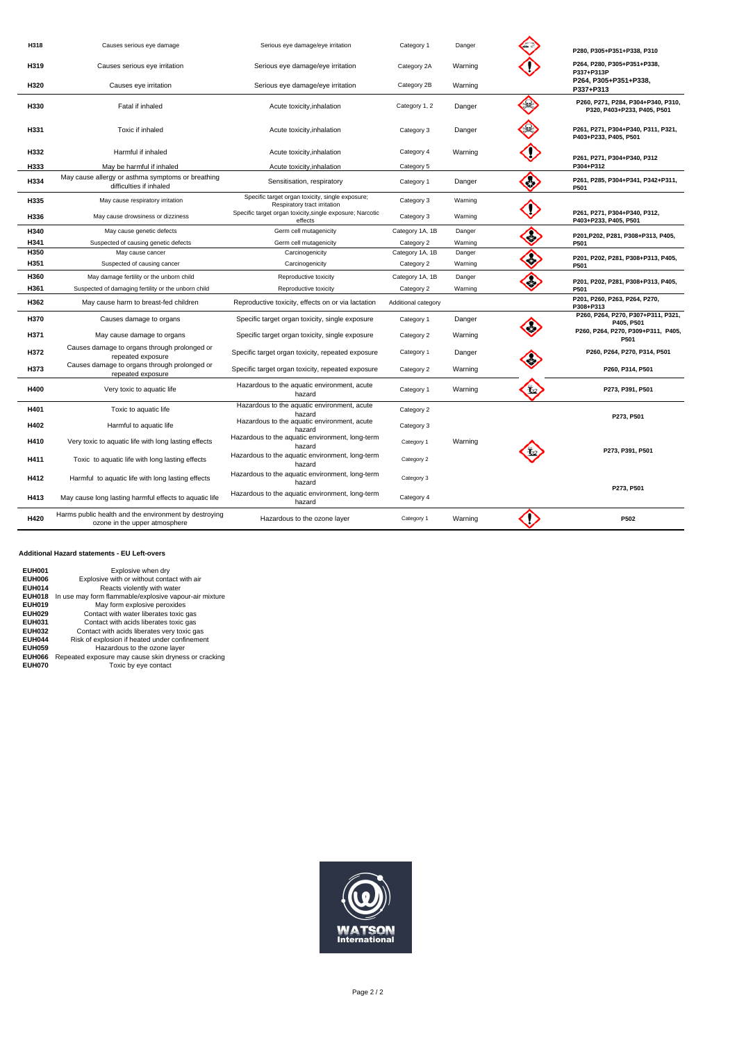| | | | | | | |
|---|---|---|---|---|---|---|
| H318 | Causes serious eye damage | Serious eye damage/eye irritation | Category 1 | Danger | | P280, P305+P351+P338, P310 |
| H319 | Causes serious eye irritation | Serious eye damage/eye irritation | Category 2A | Warning | | P264, P280, P305+P351+P338, P337+P313P |
| H320 | Causes eye irritation | Serious eye damage/eye irritation | Category 2B | Warning | | P264, P305+P351+P338, P337+P313 |
| H330 | Fatal if inhaled | Acute toxicity,inhalation | Category 1, 2 | Danger | | P260, P271, P284, P304+P340, P310, P320, P403+P233, P405, P501 |
| H331 | Toxic if inhaled | Acute toxicity,inhalation | Category 3 | Danger | | P261, P271, P304+P340, P311, P321, P403+P233, P405, P501 |
| H332 | Harmful if inhaled | Acute toxicity,inhalation | Category 4 | Warning | | P261, P271, P304+P340, P312 |
| H333 | May be harmful if inhaled | Acute toxicity,inhalation | Category 5 | | | P304+P312 |
| H334 | May cause allergy or asthma symptoms or breathing difficulties if inhaled | Sensitisation, respiratory | Category 1 | Danger | | P261, P285, P304+P341, P342+P311, P501 |
| H335 | May cause respiratory irritation | Specific target organ toxicity, single exposure; Respiratory tract irritation | Category 3 | Warning | | P261, P271, P304+P340, P312, P403+P233, P405, P501 |
| H336 | May cause drowsiness or dizziness | Specific target organ toxicity,single exposure; Narcotic effects | Category 3 | Warning | | |
| H340 | May cause genetic defects | Germ cell mutagenicity | Category 1A, 1B | Danger | | P201,P202, P281, P308+P313, P405, P501 |
| H341 | Suspected of causing genetic defects | Germ cell mutagenicity | Category 2 | Warning | | |
| H350 | May cause cancer | Carcinogenicity | Category 1A, 1B | Danger | | P201, P202, P281, P308+P313, P405, P501 |
| H351 | Suspected of causing cancer | Carcinogenicity | Category 2 | Warning | | |
| H360 | May damage fertility or the unborn child | Reproductive toxicity | Category 1A, 1B | Danger | | P201, P202, P281, P308+P313, P405, P501 |
| H361 | Suspected of damaging fertility or the unborn child | Reproductive toxicity | Category 2 | Warning | | |
| H362 | May cause harm to breast-fed children | Reproductive toxicity, effects on or via lactation | Additional category | | | P201, P260, P263, P264, P270, P308+P313 |
| H370 | Causes damage to organs | Specific target organ toxicity, single exposure | Category 1 | Danger | | P260, P264, P270, P307+P311, P321, P405, P501 |
| H371 | May cause damage to organs | Specific target organ toxicity, single exposure | Category 2 | Warning | | P260, P264, P270, P309+P311, P405, P501 |
| H372 | Causes damage to organs through prolonged or repeated exposure | Specific target organ toxicity, repeated exposure | Category 1 | Danger | | P260, P264, P270, P314, P501 |
| H373 | Causes damage to organs through prolonged or repeated exposure | Specific target organ toxicity, repeated exposure | Category 2 | Warning | | P260, P314, P501 |
| H400 | Very toxic to aquatic life | Hazardous to the aquatic environment, acute hazard | Category 1 | Warning | | P273, P391, P501 |
| H401 | Toxic to aquatic life | Hazardous to the aquatic environment, acute hazard | Category 2 | | | P273, P501 |
| H402 | Harmful to aquatic life | Hazardous to the aquatic environment, acute hazard | Category 3 | | | |
| H410 | Very toxic to aquatic life with long lasting effects | Hazardous to the aquatic environment, long-term hazard | Category 1 | Warning | | P273, P391, P501 |
| H411 | Toxic to aquatic life with long lasting effects | Hazardous to the aquatic environment, long-term hazard | Category 2 | | | |
| H412 | Harmful to aquatic life with long lasting effects | Hazardous to the aquatic environment, long-term hazard | Category 3 | | | P273, P501 |
| H413 | May cause long lasting harmful effects to aquatic life | Hazardous to the aquatic environment, long-term hazard | Category 4 | | | |
| H420 | Harms public health and the environment by destroying ozone in the upper atmosphere | Hazardous to the ozone layer | Category 1 | Warning | | P502 |

### Additional Hazard statements - EU Left-overs

| | |
|---|---|
| EUH001 | Explosive when dry |
| EUH006 | Explosive with or without contact with air |
| EUH014 | Reacts violently with water |
| EUH018 | In use may form flammable/explosive vapour-air mixture |
| EUH019 | May form explosive peroxides |
| EUH029 | Contact with water liberates toxic gas |
| EUH031 | Contact with acids liberates toxic gas |
| EUH032 | Contact with acids liberates very toxic gas |
| EUH044 | Risk of explosion if heated under confinement |
| EUH059 | Hazardous to the ozone layer |
| EUH066 | Repeated exposure may cause skin dryness or cracking |
| EUH070 | Toxic by eye contact |

WATSON International